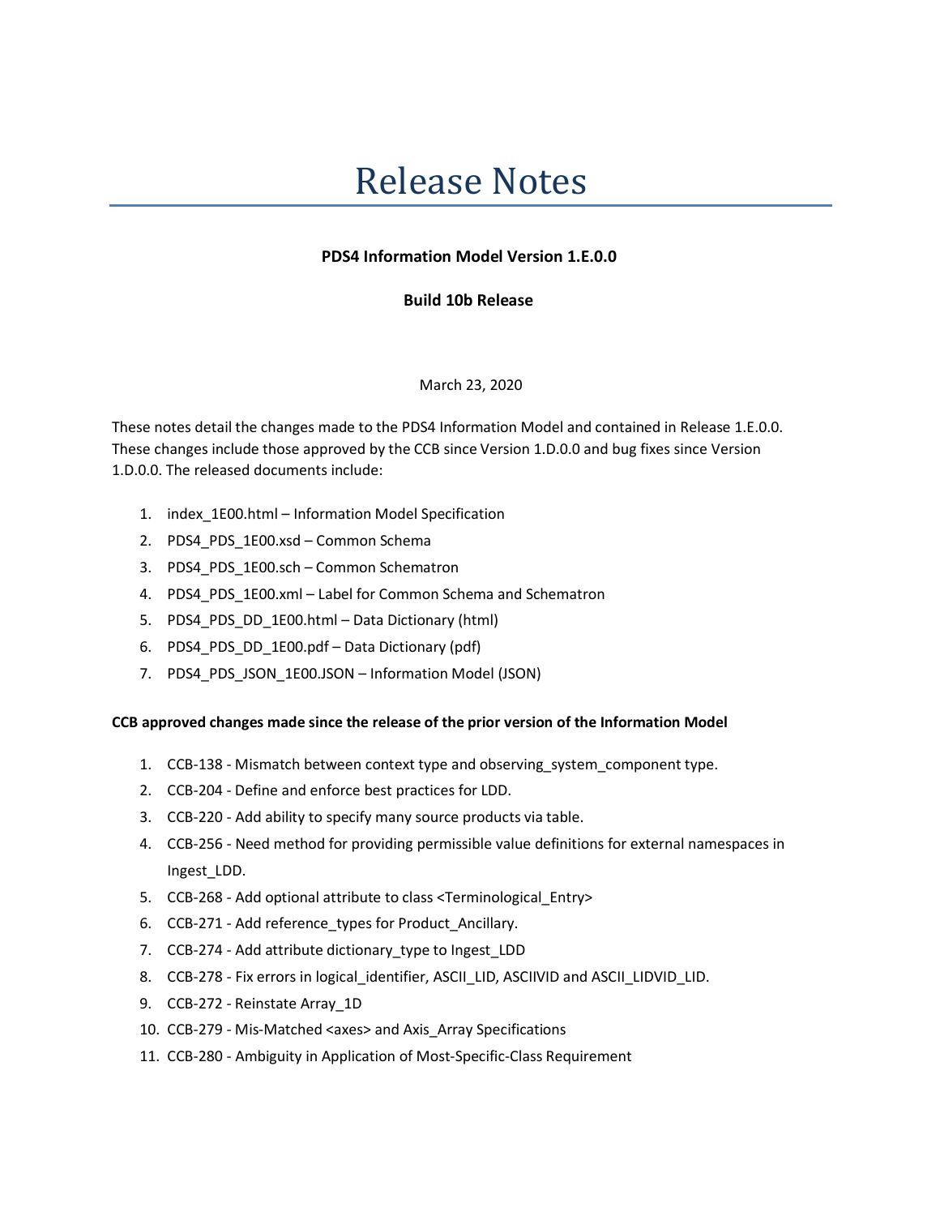# Release Notes

**PDS4 Information Model Version 1.E.0.0**

**Build 10b Release**

March 23, 2020

These notes detail the changes made to the PDS4 Information Model and contained in Release 1.E.0.0. These changes include those approved by the CCB since Version 1.D.0.0 and bug fixes since Version 1.D.0.0. The released documents include:

1. index_1E00.html – Information Model Specification
2. PDS4_PDS_1E00.xsd – Common Schema
3. PDS4_PDS_1E00.sch – Common Schematron
4. PDS4_PDS_1E00.xml – Label for Common Schema and Schematron
5. PDS4_PDS_DD_1E00.html – Data Dictionary (html)
6. PDS4_PDS_DD_1E00.pdf – Data Dictionary (pdf)
7. PDS4_PDS_JSON_1E00.JSON – Information Model (JSON)

**CCB approved changes made since the release of the prior version of the Information Model**

1. CCB-138 - Mismatch between context type and observing_system_component type.
2. CCB-204 - Define and enforce best practices for LDD.
3. CCB-220 - Add ability to specify many source products via table.
4. CCB-256 - Need method for providing permissible value definitions for external namespaces in Ingest_LDD.
5. CCB-268 - Add optional attribute to class <Terminological_Entry>
6. CCB-271 - Add reference_types for Product_Ancillary.
7. CCB-274 - Add attribute dictionary_type to Ingest_LDD
8. CCB-278 - Fix errors in logical_identifier, ASCII_LID, ASCIIVID and ASCII_LIDVID_LID.
9. CCB-272 - Reinstate Array_1D
10. CCB-279 - Mis-Matched <axes> and Axis_Array Specifications
11. CCB-280 - Ambiguity in Application of Most-Specific-Class Requirement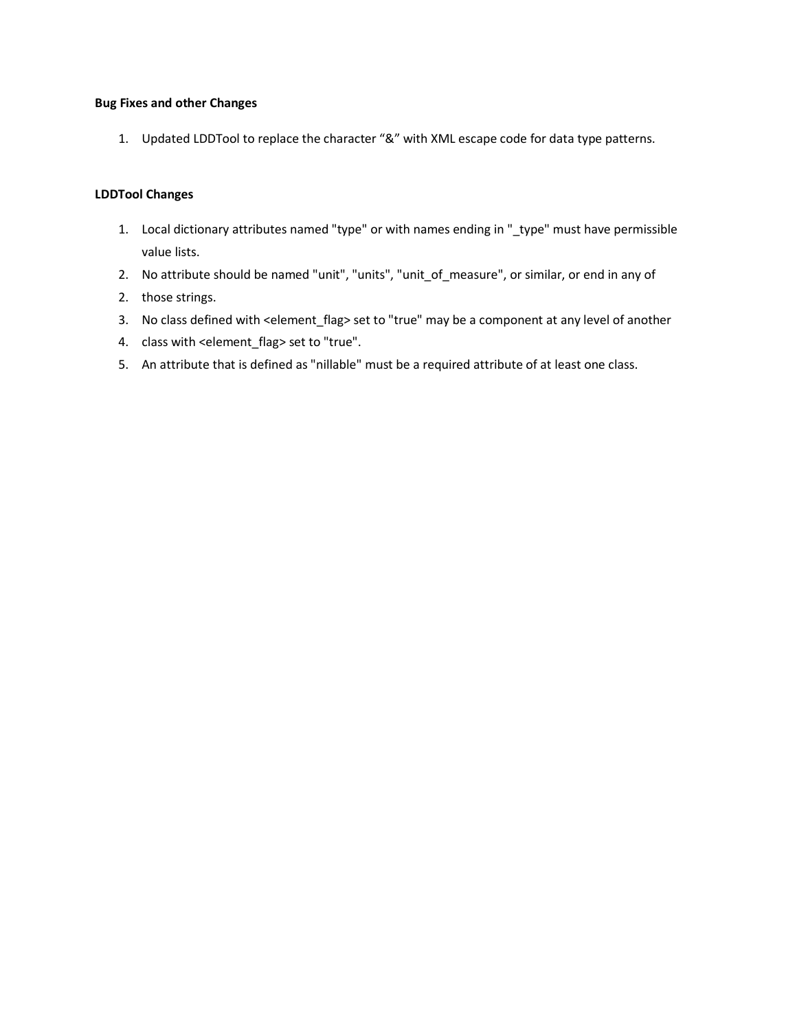**Bug Fixes and other Changes**

1. Updated LDDTool to replace the character “&” with XML escape code for data type patterns.

**LDDTool Changes**

1. Local dictionary attributes named "type" or with names ending in "_type" must have permissible value lists.
2. No attribute should be named "unit", "units", "unit_of_measure", or similar, or end in any of
2. those strings.
3. No class defined with <element_flag> set to "true" may be a component at any level of another
4. class with <element_flag> set to "true".
5. An attribute that is defined as "nillable" must be a required attribute of at least one class.